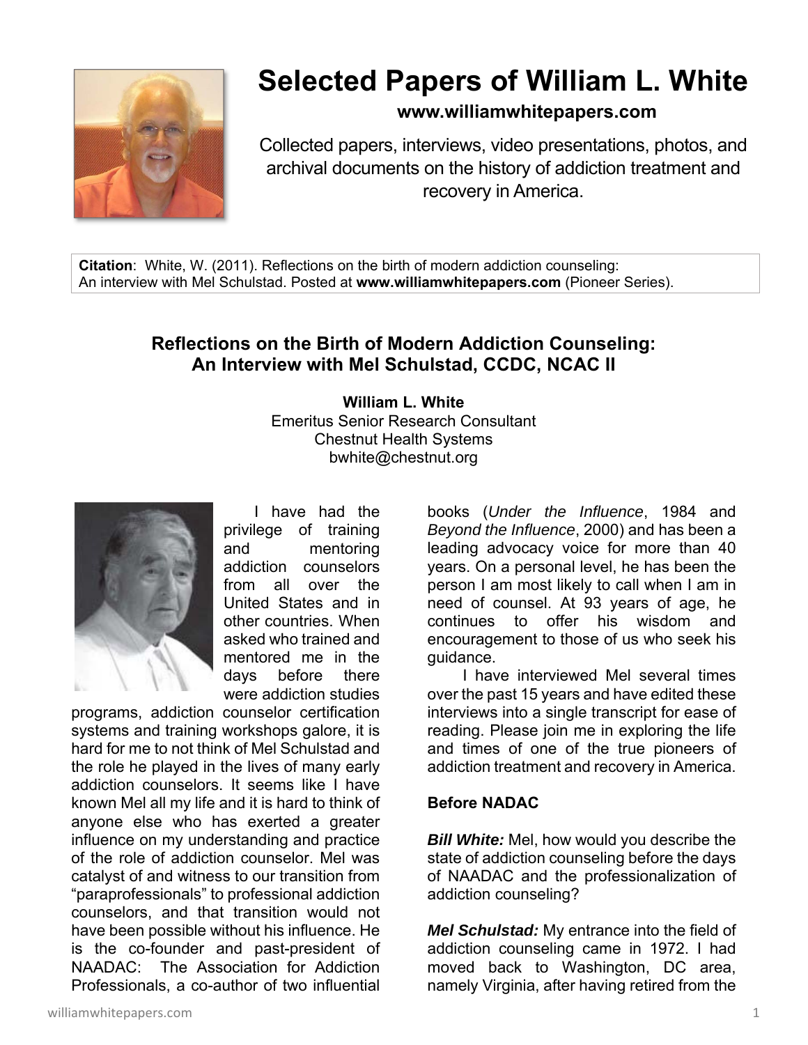# Selected Papers of William L. White

**www.williamwhitepapers.com**

Collected papers, interviews, video presentations, photos, and archival documents on the history of addiction treatment and recovery in America.

**Citation**: White, W. (2011). Reflections on the birth of modern addiction counseling: An interview with Mel Schulstad. Posted at **www.williamwhitepapers.com** (Pioneer Series).

## Reflections on the Birth of Modern Addiction Counseling: An Interview with Mel Schulstad, CCDC, NCAC II

**William L. White**
Emeritus Senior Research Consultant
Chestnut Health Systems
bwhite@chestnut.org

I have had the privilege of training and mentoring addiction counselors from all over the United States and in other countries. When asked who trained and mentored me in the days before there were addiction studies programs, addiction counselor certification systems and training workshops galore, it is hard for me to not think of Mel Schulstad and the role he played in the lives of many early addiction counselors. It seems like I have known Mel all my life and it is hard to think of anyone else who has exerted a greater influence on my understanding and practice of the role of addiction counselor. Mel was catalyst of and witness to our transition from "paraprofessionals" to professional addiction counselors, and that transition would not have been possible without his influence. He is the co-founder and past-president of NAADAC: The Association for Addiction Professionals, a co-author of two influential books (*Under the Influence*, 1984 and *Beyond the Influence*, 2000) and has been a leading advocacy voice for more than 40 years. On a personal level, he has been the person I am most likely to call when I am in need of counsel. At 93 years of age, he continues to offer his wisdom and encouragement to those of us who seek his guidance.

I have interviewed Mel several times over the past 15 years and have edited these interviews into a single transcript for ease of reading. Please join me in exploring the life and times of one of the true pioneers of addiction treatment and recovery in America.

### Before NADAC

***Bill White:*** Mel, how would you describe the state of addiction counseling before the days of NAADAC and the professionalization of addiction counseling?

***Mel Schulstad:*** My entrance into the field of addiction counseling came in 1972. I had moved back to Washington, DC area, namely Virginia, after having retired from the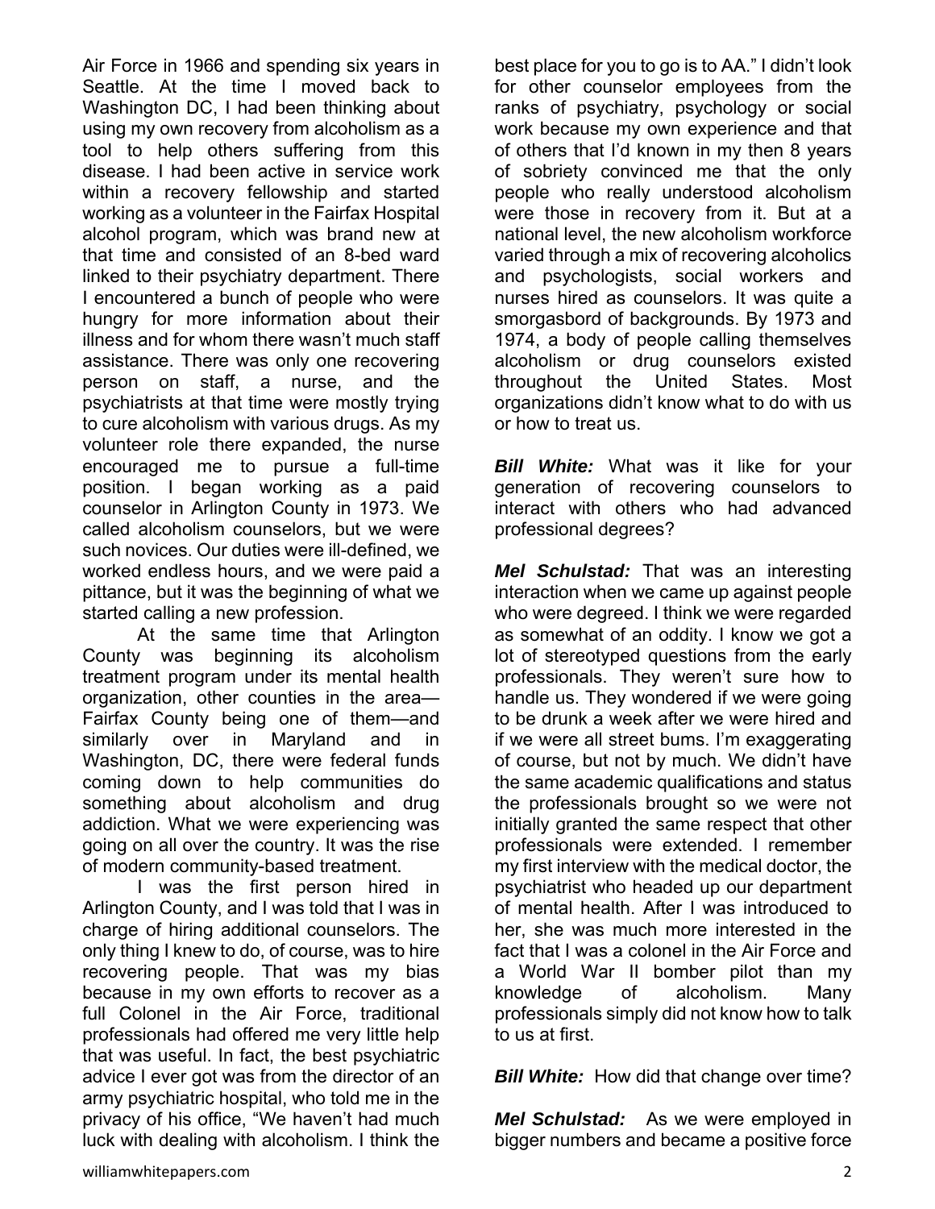Air Force in 1966 and spending six years in Seattle. At the time I moved back to Washington DC, I had been thinking about using my own recovery from alcoholism as a tool to help others suffering from this disease. I had been active in service work within a recovery fellowship and started working as a volunteer in the Fairfax Hospital alcohol program, which was brand new at that time and consisted of an 8-bed ward linked to their psychiatry department. There I encountered a bunch of people who were hungry for more information about their illness and for whom there wasn't much staff assistance. There was only one recovering person on staff, a nurse, and the psychiatrists at that time were mostly trying to cure alcoholism with various drugs. As my volunteer role there expanded, the nurse encouraged me to pursue a full-time position. I began working as a paid counselor in Arlington County in 1973. We called alcoholism counselors, but we were such novices. Our duties were ill-defined, we worked endless hours, and we were paid a pittance, but it was the beginning of what we started calling a new profession.

At the same time that Arlington County was beginning its alcoholism treatment program under its mental health organization, other counties in the area—Fairfax County being one of them—and similarly over in Maryland and in Washington, DC, there were federal funds coming down to help communities do something about alcoholism and drug addiction. What we were experiencing was going on all over the country. It was the rise of modern community-based treatment.

I was the first person hired in Arlington County, and I was told that I was in charge of hiring additional counselors. The only thing I knew to do, of course, was to hire recovering people. That was my bias because in my own efforts to recover as a full Colonel in the Air Force, traditional professionals had offered me very little help that was useful. In fact, the best psychiatric advice I ever got was from the director of an army psychiatric hospital, who told me in the privacy of his office, "We haven't had much luck with dealing with alcoholism. I think the best place for you to go is to AA." I didn't look for other counselor employees from the ranks of psychiatry, psychology or social work because my own experience and that of others that I'd known in my then 8 years of sobriety convinced me that the only people who really understood alcoholism were those in recovery from it. But at a national level, the new alcoholism workforce varied through a mix of recovering alcoholics and psychologists, social workers and nurses hired as counselors. It was quite a smorgasbord of backgrounds. By 1973 and 1974, a body of people calling themselves alcoholism or drug counselors existed throughout the United States. Most organizations didn't know what to do with us or how to treat us.

***Bill White:*** What was it like for your generation of recovering counselors to interact with others who had advanced professional degrees?

***Mel Schulstad:*** That was an interesting interaction when we came up against people who were degreed. I think we were regarded as somewhat of an oddity. I know we got a lot of stereotyped questions from the early professionals. They weren't sure how to handle us. They wondered if we were going to be drunk a week after we were hired and if we were all street bums. I'm exaggerating of course, but not by much. We didn't have the same academic qualifications and status the professionals brought so we were not initially granted the same respect that other professionals were extended. I remember my first interview with the medical doctor, the psychiatrist who headed up our department of mental health. After I was introduced to her, she was much more interested in the fact that I was a colonel in the Air Force and a World War II bomber pilot than my knowledge of alcoholism. Many professionals simply did not know how to talk to us at first.

***Bill White:*** How did that change over time?

***Mel Schulstad:*** As we were employed in bigger numbers and became a positive force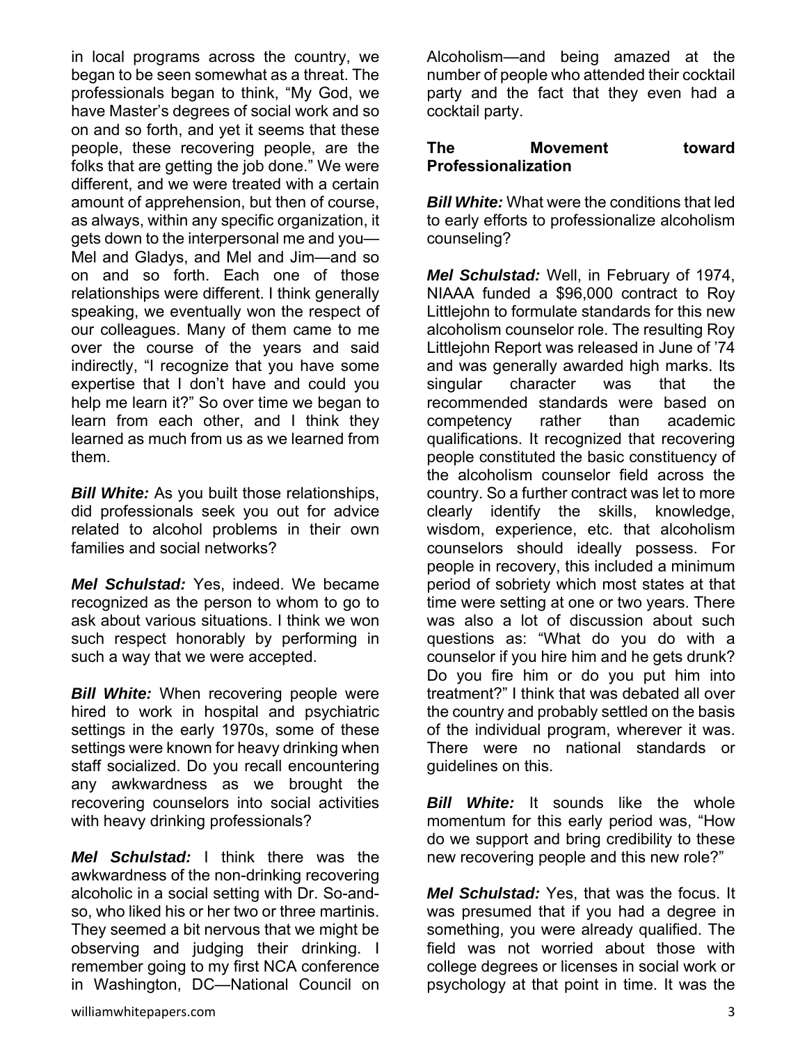in local programs across the country, we began to be seen somewhat as a threat. The professionals began to think, "My God, we have Master's degrees of social work and so on and so forth, and yet it seems that these people, these recovering people, are the folks that are getting the job done." We were different, and we were treated with a certain amount of apprehension, but then of course, as always, within any specific organization, it gets down to the interpersonal me and you—Mel and Gladys, and Mel and Jim—and so on and so forth. Each one of those relationships were different. I think generally speaking, we eventually won the respect of our colleagues. Many of them came to me over the course of the years and said indirectly, "I recognize that you have some expertise that I don't have and could you help me learn it?" So over time we began to learn from each other, and I think they learned as much from us as we learned from them.

***Bill White:*** As you built those relationships, did professionals seek you out for advice related to alcohol problems in their own families and social networks?

***Mel Schulstad:*** Yes, indeed. We became recognized as the person to whom to go to ask about various situations. I think we won such respect honorably by performing in such a way that we were accepted.

***Bill White:*** When recovering people were hired to work in hospital and psychiatric settings in the early 1970s, some of these settings were known for heavy drinking when staff socialized. Do you recall encountering any awkwardness as we brought the recovering counselors into social activities with heavy drinking professionals?

***Mel Schulstad:*** I think there was the awkwardness of the non-drinking recovering alcoholic in a social setting with Dr. So-and-so, who liked his or her two or three martinis. They seemed a bit nervous that we might be observing and judging their drinking. I remember going to my first NCA conference in Washington, DC—National Council on Alcoholism—and being amazed at the number of people who attended their cocktail party and the fact that they even had a cocktail party.

**The Movement toward Professionalization**

***Bill White:*** What were the conditions that led to early efforts to professionalize alcoholism counseling?

***Mel Schulstad:*** Well, in February of 1974, NIAAA funded a $96,000 contract to Roy Littlejohn to formulate standards for this new alcoholism counselor role. The resulting Roy Littlejohn Report was released in June of '74 and was generally awarded high marks. Its singular character was that the recommended standards were based on competency rather than academic qualifications. It recognized that recovering people constituted the basic constituency of the alcoholism counselor field across the country. So a further contract was let to more clearly identify the skills, knowledge, wisdom, experience, etc. that alcoholism counselors should ideally possess. For people in recovery, this included a minimum period of sobriety which most states at that time were setting at one or two years. There was also a lot of discussion about such questions as: "What do you do with a counselor if you hire him and he gets drunk? Do you fire him or do you put him into treatment?" I think that was debated all over the country and probably settled on the basis of the individual program, wherever it was. There were no national standards or guidelines on this.

***Bill White:*** It sounds like the whole momentum for this early period was, "How do we support and bring credibility to these new recovering people and this new role?"

***Mel Schulstad:*** Yes, that was the focus. It was presumed that if you had a degree in something, you were already qualified. The field was not worried about those with college degrees or licenses in social work or psychology at that point in time. It was the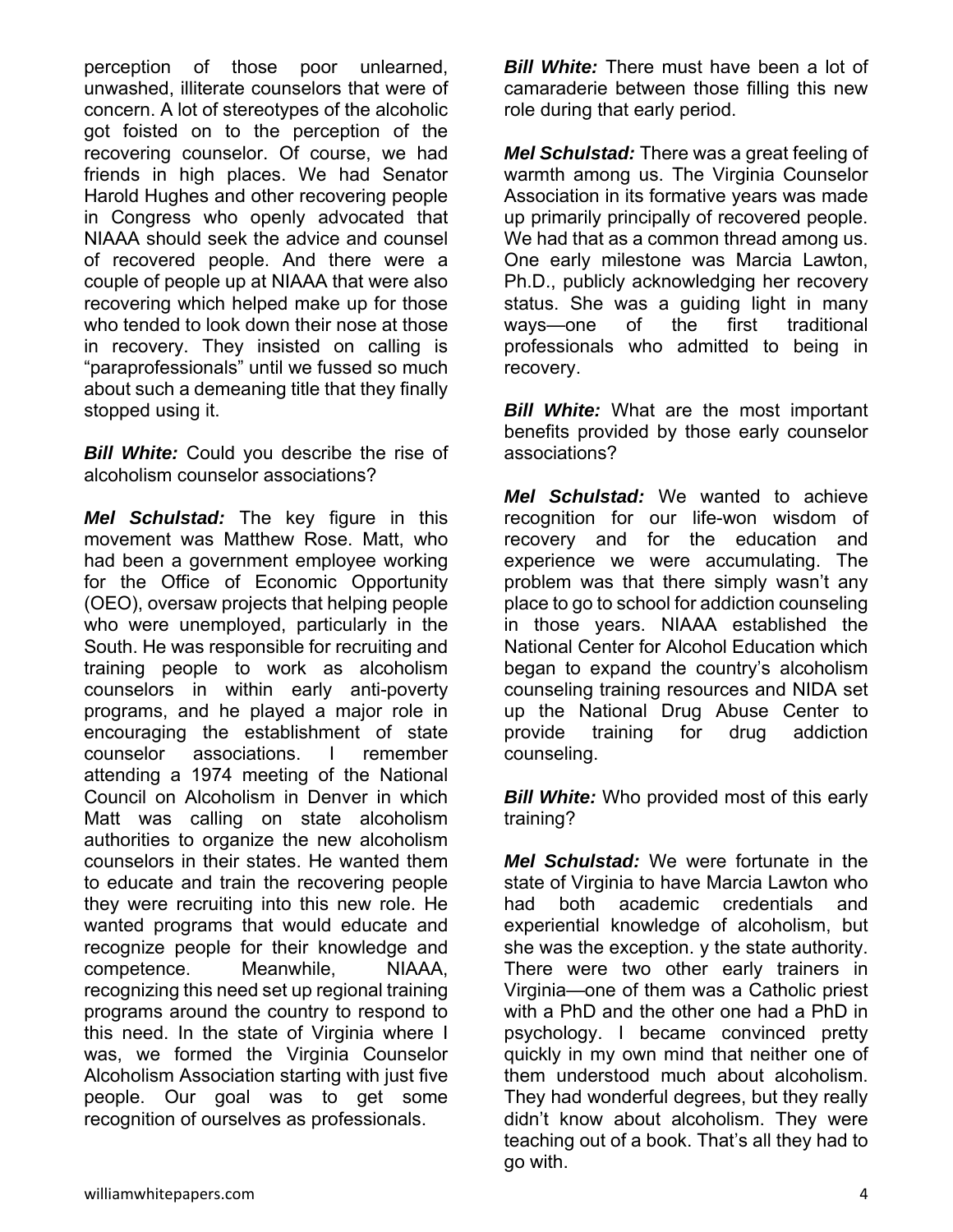perception of those poor unlearned, unwashed, illiterate counselors that were of concern. A lot of stereotypes of the alcoholic got foisted on to the perception of the recovering counselor. Of course, we had friends in high places. We had Senator Harold Hughes and other recovering people in Congress who openly advocated that NIAAA should seek the advice and counsel of recovered people. And there were a couple of people up at NIAAA that were also recovering which helped make up for those who tended to look down their nose at those in recovery. They insisted on calling is "paraprofessionals" until we fussed so much about such a demeaning title that they finally stopped using it.

***Bill White:*** Could you describe the rise of alcoholism counselor associations?

***Mel Schulstad:*** The key figure in this movement was Matthew Rose. Matt, who had been a government employee working for the Office of Economic Opportunity (OEO), oversaw projects that helping people who were unemployed, particularly in the South. He was responsible for recruiting and training people to work as alcoholism counselors in within early anti-poverty programs, and he played a major role in encouraging the establishment of state counselor associations. I remember attending a 1974 meeting of the National Council on Alcoholism in Denver in which Matt was calling on state alcoholism authorities to organize the new alcoholism counselors in their states. He wanted them to educate and train the recovering people they were recruiting into this new role. He wanted programs that would educate and recognize people for their knowledge and competence. Meanwhile, NIAAA, recognizing this need set up regional training programs around the country to respond to this need. In the state of Virginia where I was, we formed the Virginia Counselor Alcoholism Association starting with just five people. Our goal was to get some recognition of ourselves as professionals.

***Bill White:*** There must have been a lot of camaraderie between those filling this new role during that early period.

***Mel Schulstad:*** There was a great feeling of warmth among us. The Virginia Counselor Association in its formative years was made up primarily principally of recovered people. We had that as a common thread among us. One early milestone was Marcia Lawton, Ph.D., publicly acknowledging her recovery status. She was a guiding light in many ways—one of the first traditional professionals who admitted to being in recovery.

***Bill White:*** What are the most important benefits provided by those early counselor associations?

***Mel Schulstad:*** We wanted to achieve recognition for our life-won wisdom of recovery and for the education and experience we were accumulating. The problem was that there simply wasn't any place to go to school for addiction counseling in those years. NIAAA established the National Center for Alcohol Education which began to expand the country's alcoholism counseling training resources and NIDA set up the National Drug Abuse Center to provide training for drug addiction counseling.

***Bill White:*** Who provided most of this early training?

***Mel Schulstad:*** We were fortunate in the state of Virginia to have Marcia Lawton who had both academic credentials and experiential knowledge of alcoholism, but she was the exception. y the state authority. There were two other early trainers in Virginia—one of them was a Catholic priest with a PhD and the other one had a PhD in psychology. I became convinced pretty quickly in my own mind that neither one of them understood much about alcoholism. They had wonderful degrees, but they really didn't know about alcoholism. They were teaching out of a book. That's all they had to go with.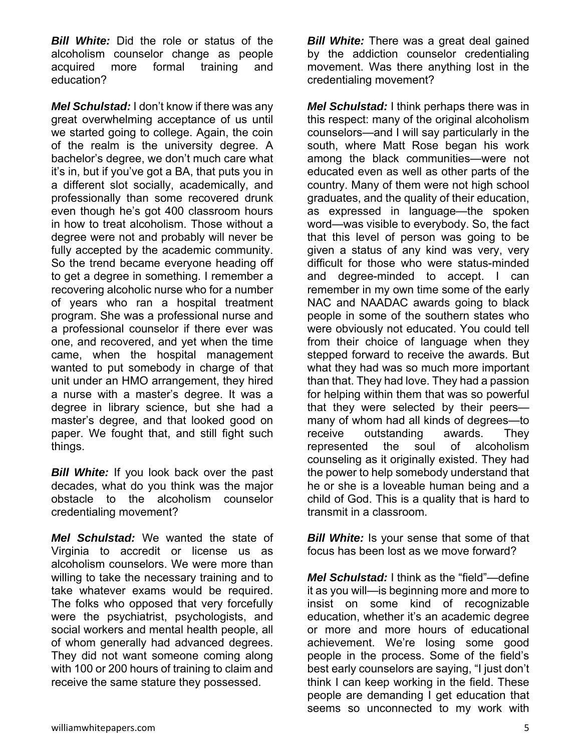***Bill White:*** Did the role or status of the alcoholism counselor change as people acquired more formal training and education?

***Mel Schulstad:*** I don't know if there was any great overwhelming acceptance of us until we started going to college. Again, the coin of the realm is the university degree. A bachelor's degree, we don't much care what it's in, but if you've got a BA, that puts you in a different slot socially, academically, and professionally than some recovered drunk even though he's got 400 classroom hours in how to treat alcoholism. Those without a degree were not and probably will never be fully accepted by the academic community. So the trend became everyone heading off to get a degree in something. I remember a recovering alcoholic nurse who for a number of years who ran a hospital treatment program. She was a professional nurse and a professional counselor if there ever was one, and recovered, and yet when the time came, when the hospital management wanted to put somebody in charge of that unit under an HMO arrangement, they hired a nurse with a master's degree. It was a degree in library science, but she had a master's degree, and that looked good on paper. We fought that, and still fight such things.

***Bill White:*** If you look back over the past decades, what do you think was the major obstacle to the alcoholism counselor credentialing movement?

***Mel Schulstad:*** We wanted the state of Virginia to accredit or license us as alcoholism counselors. We were more than willing to take the necessary training and to take whatever exams would be required. The folks who opposed that very forcefully were the psychiatrist, psychologists, and social workers and mental health people, all of whom generally had advanced degrees. They did not want someone coming along with 100 or 200 hours of training to claim and receive the same stature they possessed.

***Bill White:*** There was a great deal gained by the addiction counselor credentialing movement. Was there anything lost in the credentialing movement?

***Mel Schulstad:*** I think perhaps there was in this respect: many of the original alcoholism counselors—and I will say particularly in the south, where Matt Rose began his work among the black communities—were not educated even as well as other parts of the country. Many of them were not high school graduates, and the quality of their education, as expressed in language—the spoken word—was visible to everybody. So, the fact that this level of person was going to be given a status of any kind was very, very difficult for those who were status-minded and degree-minded to accept. I can remember in my own time some of the early NAC and NAADAC awards going to black people in some of the southern states who were obviously not educated. You could tell from their choice of language when they stepped forward to receive the awards. But what they had was so much more important than that. They had love. They had a passion for helping within them that was so powerful that they were selected by their peers—many of whom had all kinds of degrees—to receive outstanding awards. They represented the soul of alcoholism counseling as it originally existed. They had the power to help somebody understand that he or she is a loveable human being and a child of God. This is a quality that is hard to transmit in a classroom.

***Bill White:*** Is your sense that some of that focus has been lost as we move forward?

***Mel Schulstad:*** I think as the "field"—define it as you will—is beginning more and more to insist on some kind of recognizable education, whether it's an academic degree or more and more hours of educational achievement. We're losing some good people in the process. Some of the field's best early counselors are saying, "I just don't think I can keep working in the field. These people are demanding I get education that seems so unconnected to my work with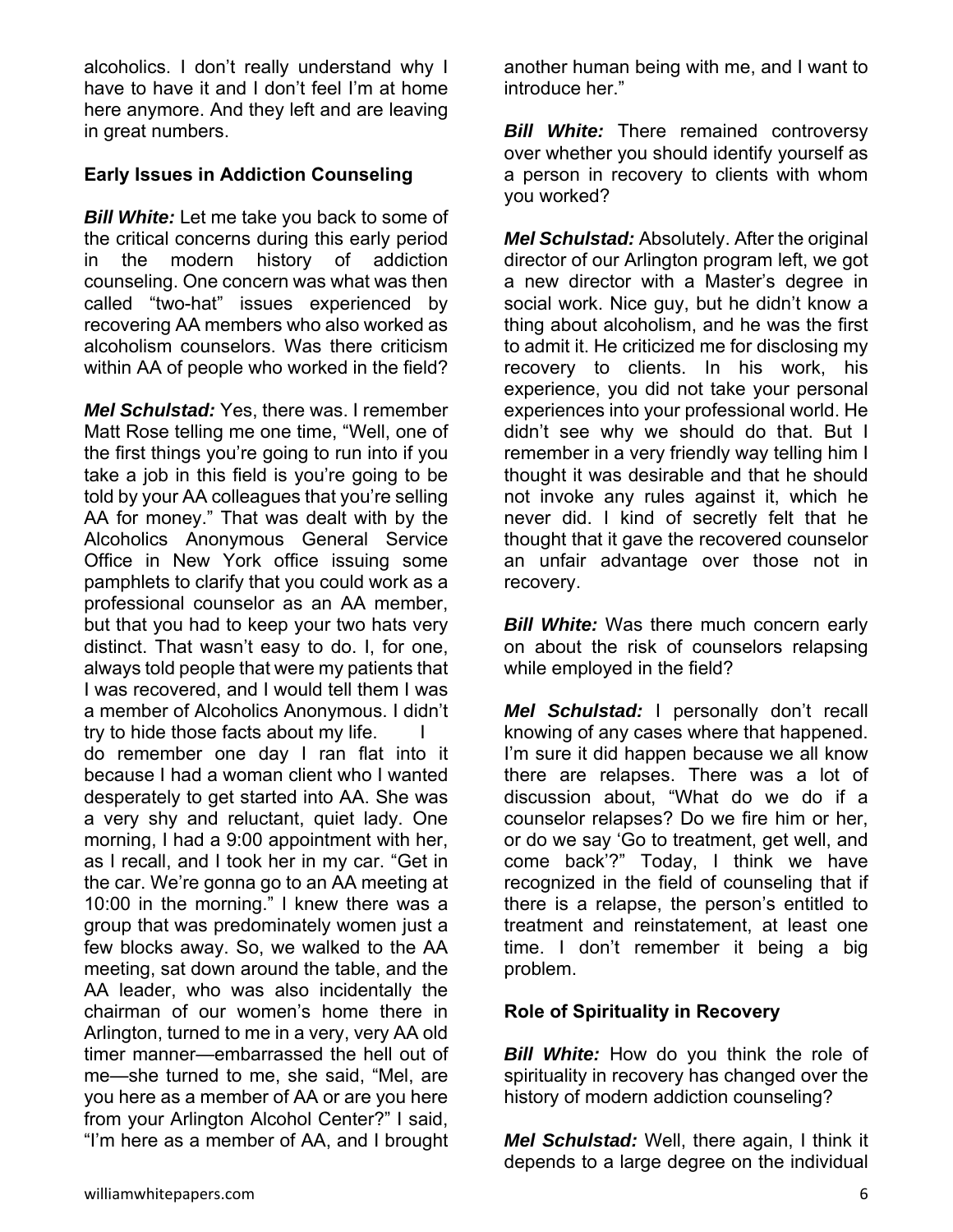alcoholics. I don't really understand why I have to have it and I don't feel I'm at home here anymore. And they left and are leaving in great numbers.

## Early Issues in Addiction Counseling

***Bill White:*** Let me take you back to some of the critical concerns during this early period in the modern history of addiction counseling. One concern was what was then called "two-hat" issues experienced by recovering AA members who also worked as alcoholism counselors. Was there criticism within AA of people who worked in the field?

***Mel Schulstad:*** Yes, there was. I remember Matt Rose telling me one time, "Well, one of the first things you're going to run into if you take a job in this field is you're going to be told by your AA colleagues that you're selling AA for money." That was dealt with by the Alcoholics Anonymous General Service Office in New York office issuing some pamphlets to clarify that you could work as a professional counselor as an AA member, but that you had to keep your two hats very distinct. That wasn't easy to do. I, for one, always told people that were my patients that I was recovered, and I would tell them I was a member of Alcoholics Anonymous. I didn't try to hide those facts about my life. I do remember one day I ran flat into it because I had a woman client who I wanted desperately to get started into AA. She was a very shy and reluctant, quiet lady. One morning, I had a 9:00 appointment with her, as I recall, and I took her in my car. "Get in the car. We're gonna go to an AA meeting at 10:00 in the morning." I knew there was a group that was predominately women just a few blocks away. So, we walked to the AA meeting, sat down around the table, and the AA leader, who was also incidentally the chairman of our women's home there in Arlington, turned to me in a very, very AA old timer manner—embarrassed the hell out of me—she turned to me, she said, "Mel, are you here as a member of AA or are you here from your Arlington Alcohol Center?" I said, "I'm here as a member of AA, and I brought another human being with me, and I want to introduce her."

***Bill White:*** There remained controversy over whether you should identify yourself as a person in recovery to clients with whom you worked?

***Mel Schulstad:*** Absolutely. After the original director of our Arlington program left, we got a new director with a Master's degree in social work. Nice guy, but he didn't know a thing about alcoholism, and he was the first to admit it. He criticized me for disclosing my recovery to clients. In his work, his experience, you did not take your personal experiences into your professional world. He didn't see why we should do that. But I remember in a very friendly way telling him I thought it was desirable and that he should not invoke any rules against it, which he never did. I kind of secretly felt that he thought that it gave the recovered counselor an unfair advantage over those not in recovery.

***Bill White:*** Was there much concern early on about the risk of counselors relapsing while employed in the field?

***Mel Schulstad:*** I personally don't recall knowing of any cases where that happened. I'm sure it did happen because we all know there are relapses. There was a lot of discussion about, "What do we do if a counselor relapses? Do we fire him or her, or do we say 'Go to treatment, get well, and come back'?" Today, I think we have recognized in the field of counseling that if there is a relapse, the person's entitled to treatment and reinstatement, at least one time. I don't remember it being a big problem.

## Role of Spirituality in Recovery

***Bill White:*** How do you think the role of spirituality in recovery has changed over the history of modern addiction counseling?

***Mel Schulstad:*** Well, there again, I think it depends to a large degree on the individual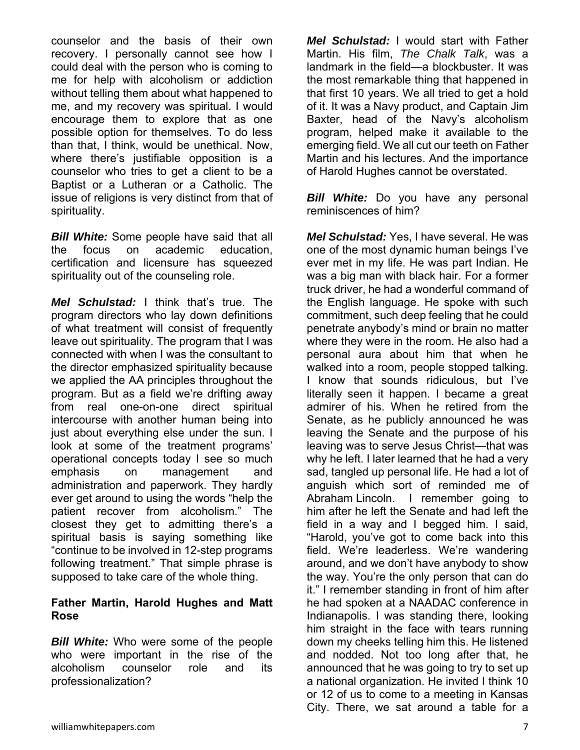counselor and the basis of their own recovery. I personally cannot see how I could deal with the person who is coming to me for help with alcoholism or addiction without telling them about what happened to me, and my recovery was spiritual. I would encourage them to explore that as one possible option for themselves. To do less than that, I think, would be unethical. Now, where there's justifiable opposition is a counselor who tries to get a client to be a Baptist or a Lutheran or a Catholic. The issue of religions is very distinct from that of spirituality.

***Bill White:*** Some people have said that all the focus on academic education, certification and licensure has squeezed spirituality out of the counseling role.

***Mel Schulstad:*** I think that's true. The program directors who lay down definitions of what treatment will consist of frequently leave out spirituality. The program that I was connected with when I was the consultant to the director emphasized spirituality because we applied the AA principles throughout the program. But as a field we're drifting away from real one-on-one direct spiritual intercourse with another human being into just about everything else under the sun. I look at some of the treatment programs' operational concepts today I see so much emphasis on management and administration and paperwork. They hardly ever get around to using the words "help the patient recover from alcoholism." The closest they get to admitting there's a spiritual basis is saying something like "continue to be involved in 12-step programs following treatment." That simple phrase is supposed to take care of the whole thing.

## Father Martin, Harold Hughes and Matt Rose

***Bill White:*** Who were some of the people who were important in the rise of the alcoholism counselor role and its professionalization?

***Mel Schulstad:*** I would start with Father Martin. His film, *The Chalk Talk*, was a landmark in the field—a blockbuster. It was the most remarkable thing that happened in that first 10 years. We all tried to get a hold of it. It was a Navy product, and Captain Jim Baxter, head of the Navy's alcoholism program, helped make it available to the emerging field. We all cut our teeth on Father Martin and his lectures. And the importance of Harold Hughes cannot be overstated.

***Bill White:*** Do you have any personal reminiscences of him?

***Mel Schulstad:*** Yes, I have several. He was one of the most dynamic human beings I've ever met in my life. He was part Indian. He was a big man with black hair. For a former truck driver, he had a wonderful command of the English language. He spoke with such commitment, such deep feeling that he could penetrate anybody's mind or brain no matter where they were in the room. He also had a personal aura about him that when he walked into a room, people stopped talking. I know that sounds ridiculous, but I've literally seen it happen. I became a great admirer of his. When he retired from the Senate, as he publicly announced he was leaving the Senate and the purpose of his leaving was to serve Jesus Christ—that was why he left. I later learned that he had a very sad, tangled up personal life. He had a lot of anguish which sort of reminded me of Abraham Lincoln. I remember going to him after he left the Senate and had left the field in a way and I begged him. I said, "Harold, you've got to come back into this field. We're leaderless. We're wandering around, and we don't have anybody to show the way. You're the only person that can do it." I remember standing in front of him after he had spoken at a NAADAC conference in Indianapolis. I was standing there, looking him straight in the face with tears running down my cheeks telling him this. He listened and nodded. Not too long after that, he announced that he was going to try to set up a national organization. He invited I think 10 or 12 of us to come to a meeting in Kansas City. There, we sat around a table for a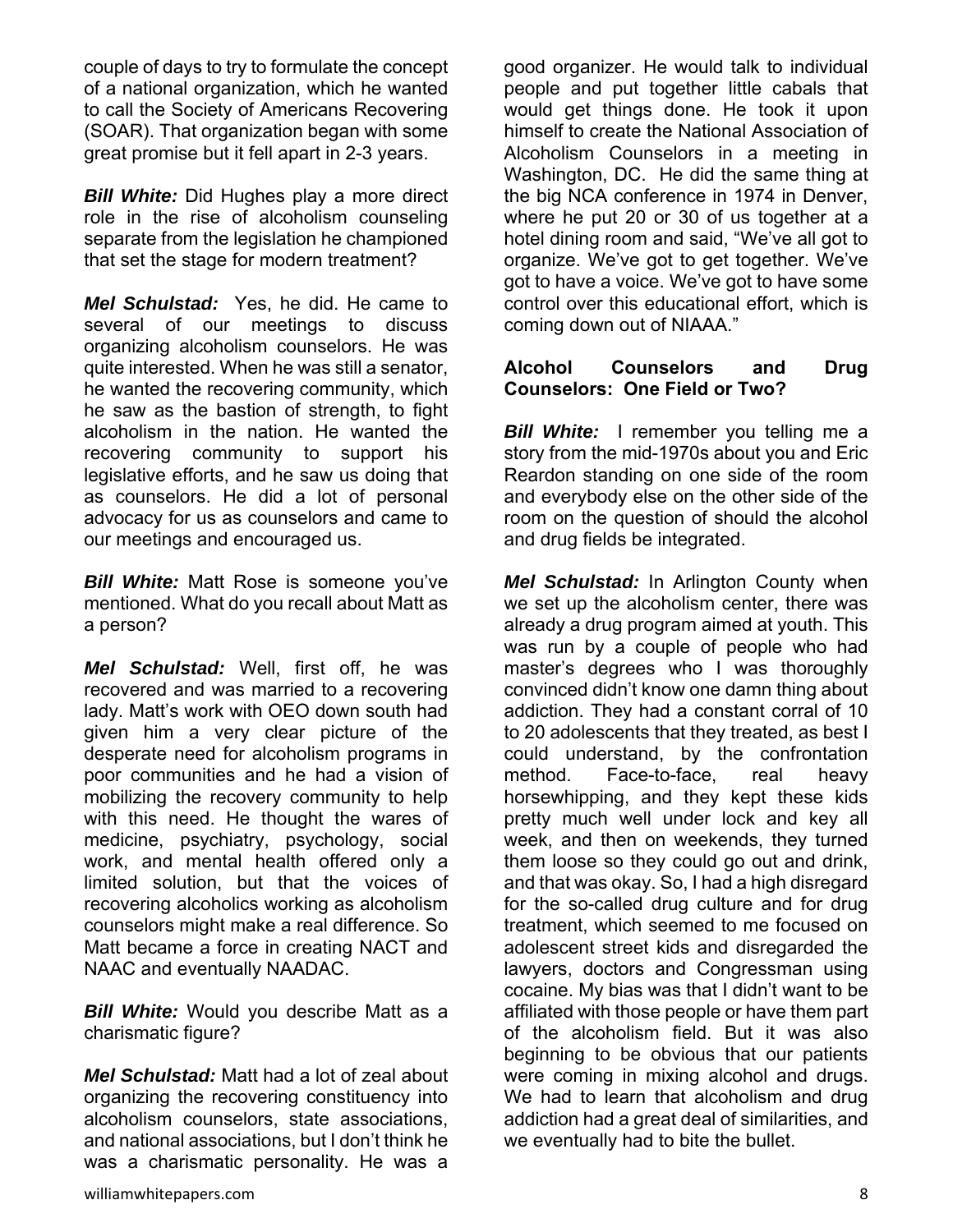couple of days to try to formulate the concept of a national organization, which he wanted to call the Society of Americans Recovering (SOAR). That organization began with some great promise but it fell apart in 2-3 years.

***Bill White:*** Did Hughes play a more direct role in the rise of alcoholism counseling separate from the legislation he championed that set the stage for modern treatment?

***Mel Schulstad:*** Yes, he did. He came to several of our meetings to discuss organizing alcoholism counselors. He was quite interested. When he was still a senator, he wanted the recovering community, which he saw as the bastion of strength, to fight alcoholism in the nation. He wanted the recovering community to support his legislative efforts, and he saw us doing that as counselors. He did a lot of personal advocacy for us as counselors and came to our meetings and encouraged us.

***Bill White:*** Matt Rose is someone you've mentioned. What do you recall about Matt as a person?

***Mel Schulstad:*** Well, first off, he was recovered and was married to a recovering lady. Matt's work with OEO down south had given him a very clear picture of the desperate need for alcoholism programs in poor communities and he had a vision of mobilizing the recovery community to help with this need. He thought the wares of medicine, psychiatry, psychology, social work, and mental health offered only a limited solution, but that the voices of recovering alcoholics working as alcoholism counselors might make a real difference. So Matt became a force in creating NACT and NAAC and eventually NAADAC.

***Bill White:*** Would you describe Matt as a charismatic figure?

***Mel Schulstad:*** Matt had a lot of zeal about organizing the recovering constituency into alcoholism counselors, state associations, and national associations, but I don't think he was a charismatic personality. He was a good organizer. He would talk to individual people and put together little cabals that would get things done. He took it upon himself to create the National Association of Alcoholism Counselors in a meeting in Washington, DC. He did the same thing at the big NCA conference in 1974 in Denver, where he put 20 or 30 of us together at a hotel dining room and said, "We've all got to organize. We've got to get together. We've got to have a voice. We've got to have some control over this educational effort, which is coming down out of NIAAA."

## Alcohol Counselors and Drug Counselors: One Field or Two?

***Bill White:*** I remember you telling me a story from the mid-1970s about you and Eric Reardon standing on one side of the room and everybody else on the other side of the room on the question of should the alcohol and drug fields be integrated.

***Mel Schulstad:*** In Arlington County when we set up the alcoholism center, there was already a drug program aimed at youth. This was run by a couple of people who had master's degrees who I was thoroughly convinced didn't know one damn thing about addiction. They had a constant corral of 10 to 20 adolescents that they treated, as best I could understand, by the confrontation method. Face-to-face, real heavy horsewhipping, and they kept these kids pretty much well under lock and key all week, and then on weekends, they turned them loose so they could go out and drink, and that was okay. So, I had a high disregard for the so-called drug culture and for drug treatment, which seemed to me focused on adolescent street kids and disregarded the lawyers, doctors and Congressman using cocaine. My bias was that I didn't want to be affiliated with those people or have them part of the alcoholism field. But it was also beginning to be obvious that our patients were coming in mixing alcohol and drugs. We had to learn that alcoholism and drug addiction had a great deal of similarities, and we eventually had to bite the bullet.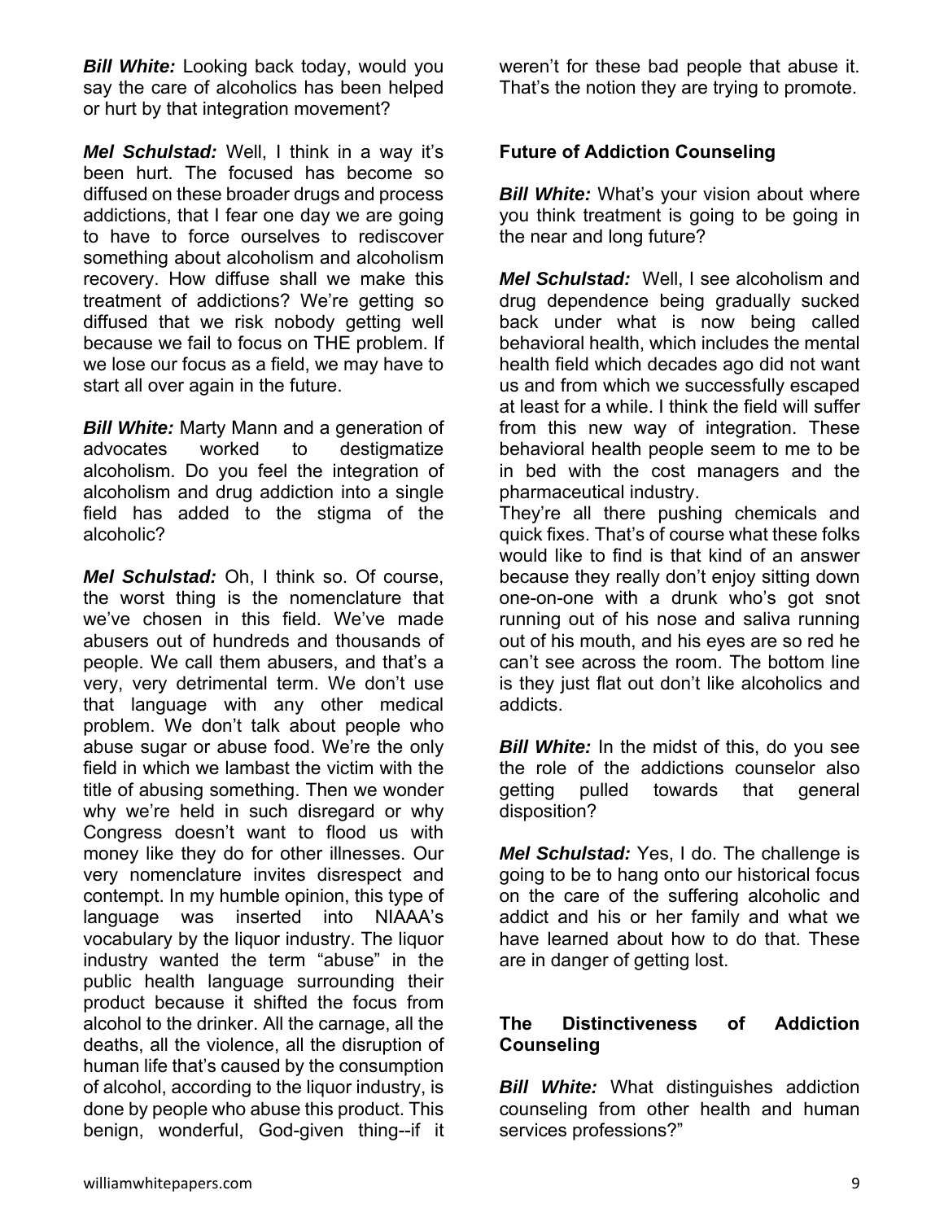***Bill White:*** Looking back today, would you say the care of alcoholics has been helped or hurt by that integration movement?

***Mel Schulstad:*** Well, I think in a way it's been hurt. The focused has become so diffused on these broader drugs and process addictions, that I fear one day we are going to have to force ourselves to rediscover something about alcoholism and alcoholism recovery. How diffuse shall we make this treatment of addictions? We're getting so diffused that we risk nobody getting well because we fail to focus on THE problem. If we lose our focus as a field, we may have to start all over again in the future.

***Bill White:*** Marty Mann and a generation of advocates worked to destigmatize alcoholism. Do you feel the integration of alcoholism and drug addiction into a single field has added to the stigma of the alcoholic?

***Mel Schulstad:*** Oh, I think so. Of course, the worst thing is the nomenclature that we've chosen in this field. We've made abusers out of hundreds and thousands of people. We call them abusers, and that's a very, very detrimental term. We don't use that language with any other medical problem. We don't talk about people who abuse sugar or abuse food. We're the only field in which we lambast the victim with the title of abusing something. Then we wonder why we're held in such disregard or why Congress doesn't want to flood us with money like they do for other illnesses. Our very nomenclature invites disrespect and contempt. In my humble opinion, this type of language was inserted into NIAAA's vocabulary by the liquor industry. The liquor industry wanted the term "abuse" in the public health language surrounding their product because it shifted the focus from alcohol to the drinker. All the carnage, all the deaths, all the violence, all the disruption of human life that's caused by the consumption of alcohol, according to the liquor industry, is done by people who abuse this product. This benign, wonderful, God-given thing--if it weren't for these bad people that abuse it. That's the notion they are trying to promote.

## Future of Addiction Counseling

***Bill White:*** What's your vision about where you think treatment is going to be going in the near and long future?

***Mel Schulstad:*** Well, I see alcoholism and drug dependence being gradually sucked back under what is now being called behavioral health, which includes the mental health field which decades ago did not want us and from which we successfully escaped at least for a while. I think the field will suffer from this new way of integration. These behavioral health people seem to me to be in bed with the cost managers and the pharmaceutical industry.

They're all there pushing chemicals and quick fixes. That's of course what these folks would like to find is that kind of an answer because they really don't enjoy sitting down one-on-one with a drunk who's got snot running out of his nose and saliva running out of his mouth, and his eyes are so red he can't see across the room. The bottom line is they just flat out don't like alcoholics and addicts.

***Bill White:*** In the midst of this, do you see the role of the addictions counselor also getting pulled towards that general disposition?

***Mel Schulstad:*** Yes, I do. The challenge is going to be to hang onto our historical focus on the care of the suffering alcoholic and addict and his or her family and what we have learned about how to do that. These are in danger of getting lost.

## The Distinctiveness of Addiction Counseling

***Bill White:*** What distinguishes addiction counseling from other health and human services professions?"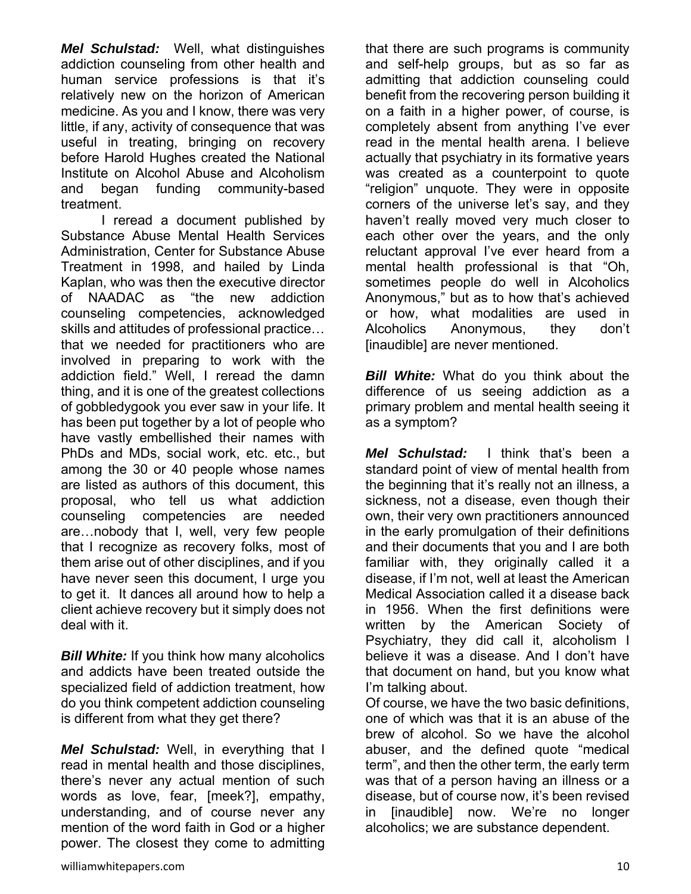***Mel Schulstad:*** Well, what distinguishes addiction counseling from other health and human service professions is that it's relatively new on the horizon of American medicine. As you and I know, there was very little, if any, activity of consequence that was useful in treating, bringing on recovery before Harold Hughes created the National Institute on Alcohol Abuse and Alcoholism and began funding community-based treatment.

I reread a document published by Substance Abuse Mental Health Services Administration, Center for Substance Abuse Treatment in 1998, and hailed by Linda Kaplan, who was then the executive director of NAADAC as "the new addiction counseling competencies, acknowledged skills and attitudes of professional practice… that we needed for practitioners who are involved in preparing to work with the addiction field." Well, I reread the damn thing, and it is one of the greatest collections of gobbledygook you ever saw in your life. It has been put together by a lot of people who have vastly embellished their names with PhDs and MDs, social work, etc. etc., but among the 30 or 40 people whose names are listed as authors of this document, this proposal, who tell us what addiction counseling competencies are needed are…nobody that I, well, very few people that I recognize as recovery folks, most of them arise out of other disciplines, and if you have never seen this document, I urge you to get it. It dances all around how to help a client achieve recovery but it simply does not deal with it.

***Bill White:*** If you think how many alcoholics and addicts have been treated outside the specialized field of addiction treatment, how do you think competent addiction counseling is different from what they get there?

***Mel Schulstad:*** Well, in everything that I read in mental health and those disciplines, there's never any actual mention of such words as love, fear, [meek?], empathy, understanding, and of course never any mention of the word faith in God or a higher power. The closest they come to admitting that there are such programs is community and self-help groups, but as so far as admitting that addiction counseling could benefit from the recovering person building it on a faith in a higher power, of course, is completely absent from anything I've ever read in the mental health arena. I believe actually that psychiatry in its formative years was created as a counterpoint to quote "religion" unquote. They were in opposite corners of the universe let's say, and they haven't really moved very much closer to each other over the years, and the only reluctant approval I've ever heard from a mental health professional is that "Oh, sometimes people do well in Alcoholics Anonymous," but as to how that's achieved or how, what modalities are used in Alcoholics Anonymous, they don't [inaudible] are never mentioned.

***Bill White:*** What do you think about the difference of us seeing addiction as a primary problem and mental health seeing it as a symptom?

***Mel Schulstad:*** I think that's been a standard point of view of mental health from the beginning that it's really not an illness, a sickness, not a disease, even though their own, their very own practitioners announced in the early promulgation of their definitions and their documents that you and I are both familiar with, they originally called it a disease, if I'm not, well at least the American Medical Association called it a disease back in 1956. When the first definitions were written by the American Society of Psychiatry, they did call it, alcoholism I believe it was a disease. And I don't have that document on hand, but you know what I'm talking about.

Of course, we have the two basic definitions, one of which was that it is an abuse of the brew of alcohol. So we have the alcohol abuser, and the defined quote "medical term", and then the other term, the early term was that of a person having an illness or a disease, but of course now, it's been revised in [inaudible] now. We're no longer alcoholics; we are substance dependent.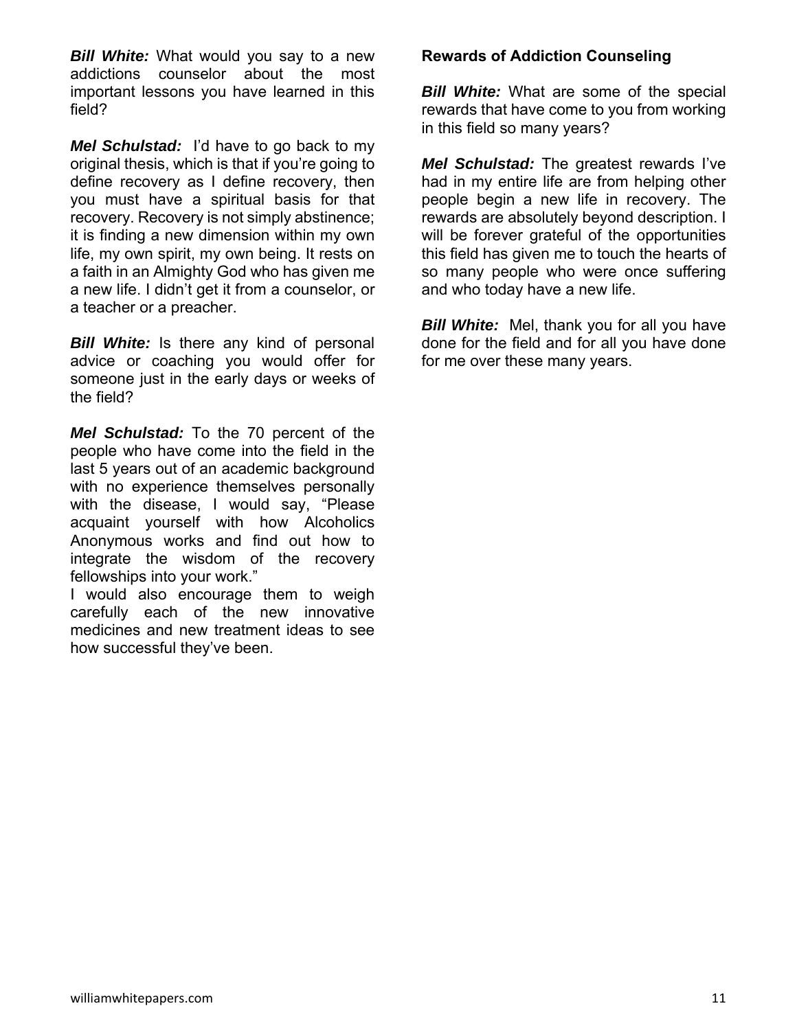***Bill White:*** What would you say to a new addictions counselor about the most important lessons you have learned in this field?

***Mel Schulstad:*** I'd have to go back to my original thesis, which is that if you're going to define recovery as I define recovery, then you must have a spiritual basis for that recovery. Recovery is not simply abstinence; it is finding a new dimension within my own life, my own spirit, my own being. It rests on a faith in an Almighty God who has given me a new life. I didn't get it from a counselor, or a teacher or a preacher.

***Bill White:*** Is there any kind of personal advice or coaching you would offer for someone just in the early days or weeks of the field?

***Mel Schulstad:*** To the 70 percent of the people who have come into the field in the last 5 years out of an academic background with no experience themselves personally with the disease, I would say, "Please acquaint yourself with how Alcoholics Anonymous works and find out how to integrate the wisdom of the recovery fellowships into your work."

I would also encourage them to weigh carefully each of the new innovative medicines and new treatment ideas to see how successful they've been.

**Rewards of Addiction Counseling**

***Bill White:*** What are some of the special rewards that have come to you from working in this field so many years?

***Mel Schulstad:*** The greatest rewards I've had in my entire life are from helping other people begin a new life in recovery. The rewards are absolutely beyond description. I will be forever grateful of the opportunities this field has given me to touch the hearts of so many people who were once suffering and who today have a new life.

***Bill White:*** Mel, thank you for all you have done for the field and for all you have done for me over these many years.